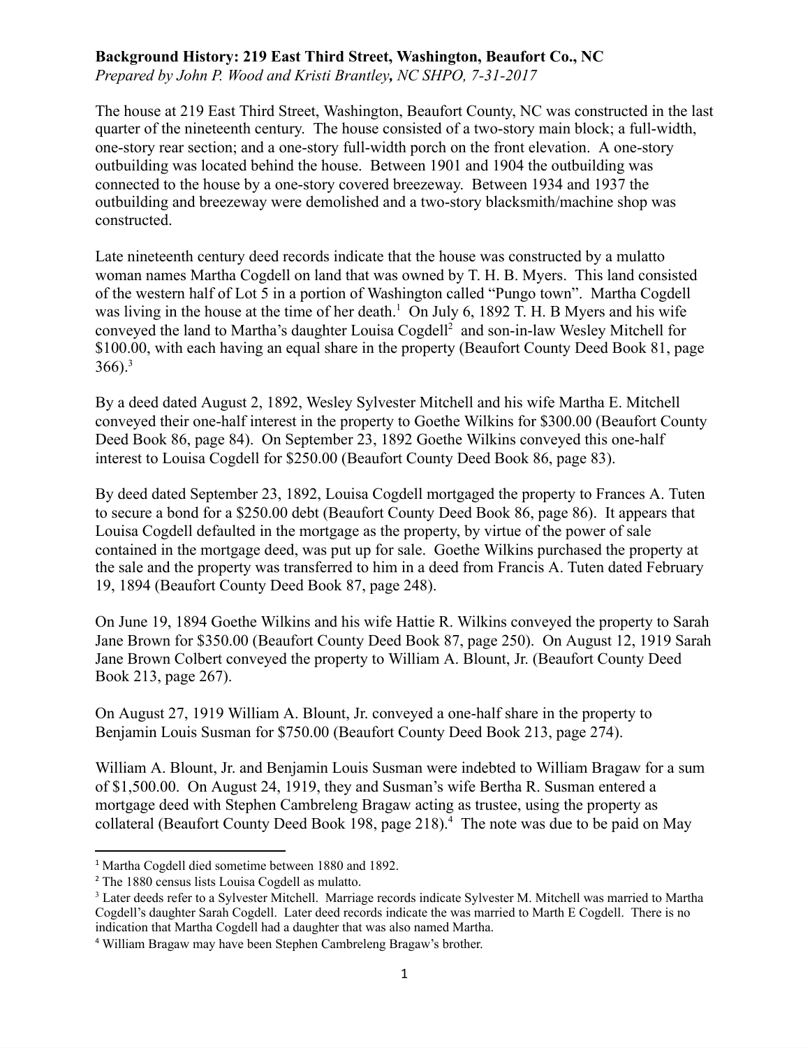**Background History: 219 East Third Street, Washington, Beaufort Co., NC**

*Prepared by John P. Wood and Kristi Brantley, NC SHPO, 7-31-2017*

The house at 219 East Third Street, Washington, Beaufort County, NC was constructed in the last quarter of the nineteenth century. The house consisted of a two-story main block; a full-width, one-story rear section; and a one-story full-width porch on the front elevation. A one-story outbuilding was located behind the house. Between 1901 and 1904 the outbuilding was connected to the house by a one-story covered breezeway. Between 1934 and 1937 the outbuilding and breezeway were demolished and a two-story blacksmith/machine shop was constructed.

Late nineteenth century deed records indicate that the house was constructed by a mulatto woman names Martha Cogdell on land that was owned by T. H. B. Myers. This land consisted of the western half of Lot 5 in a portion of Washington called "Pungo town". Martha Cogdell was living in the house at the time of her death.[1] On July 6, 1892 T. H. B Myers and his wife conveyed the land to Martha's daughter Louisa Cogdell[2] and son-in-law Wesley Mitchell for \$100.00, with each having an equal share in the property (Beaufort County Deed Book 81, page 366).[3]

By a deed dated August 2, 1892, Wesley Sylvester Mitchell and his wife Martha E. Mitchell conveyed their one-half interest in the property to Goethe Wilkins for \$300.00 (Beaufort County Deed Book 86, page 84). On September 23, 1892 Goethe Wilkins conveyed this one-half interest to Louisa Cogdell for \$250.00 (Beaufort County Deed Book 86, page 83).

By deed dated September 23, 1892, Louisa Cogdell mortgaged the property to Frances A. Tuten to secure a bond for a \$250.00 debt (Beaufort County Deed Book 86, page 86). It appears that Louisa Cogdell defaulted in the mortgage as the property, by virtue of the power of sale contained in the mortgage deed, was put up for sale. Goethe Wilkins purchased the property at the sale and the property was transferred to him in a deed from Francis A. Tuten dated February 19, 1894 (Beaufort County Deed Book 87, page 248).

On June 19, 1894 Goethe Wilkins and his wife Hattie R. Wilkins conveyed the property to Sarah Jane Brown for \$350.00 (Beaufort County Deed Book 87, page 250). On August 12, 1919 Sarah Jane Brown Colbert conveyed the property to William A. Blount, Jr. (Beaufort County Deed Book 213, page 267).

On August 27, 1919 William A. Blount, Jr. conveyed a one-half share in the property to Benjamin Louis Susman for \$750.00 (Beaufort County Deed Book 213, page 274).

William A. Blount, Jr. and Benjamin Louis Susman were indebted to William Bragaw for a sum of \$1,500.00. On August 24, 1919, they and Susman's wife Bertha R. Susman entered a mortgage deed with Stephen Cambreleng Bragaw acting as trustee, using the property as collateral (Beaufort County Deed Book 198, page 218).[4] The note was due to be paid on May

---

[1] Martha Cogdell died sometime between 1880 and 1892.

[2] The 1880 census lists Louisa Cogdell as mulatto.

[3] Later deeds refer to a Sylvester Mitchell. Marriage records indicate Sylvester M. Mitchell was married to Martha Cogdell's daughter Sarah Cogdell. Later deed records indicate the was married to Marth E Cogdell. There is no indication that Martha Cogdell had a daughter that was also named Martha.

[4] William Bragaw may have been Stephen Cambreleng Bragaw's brother.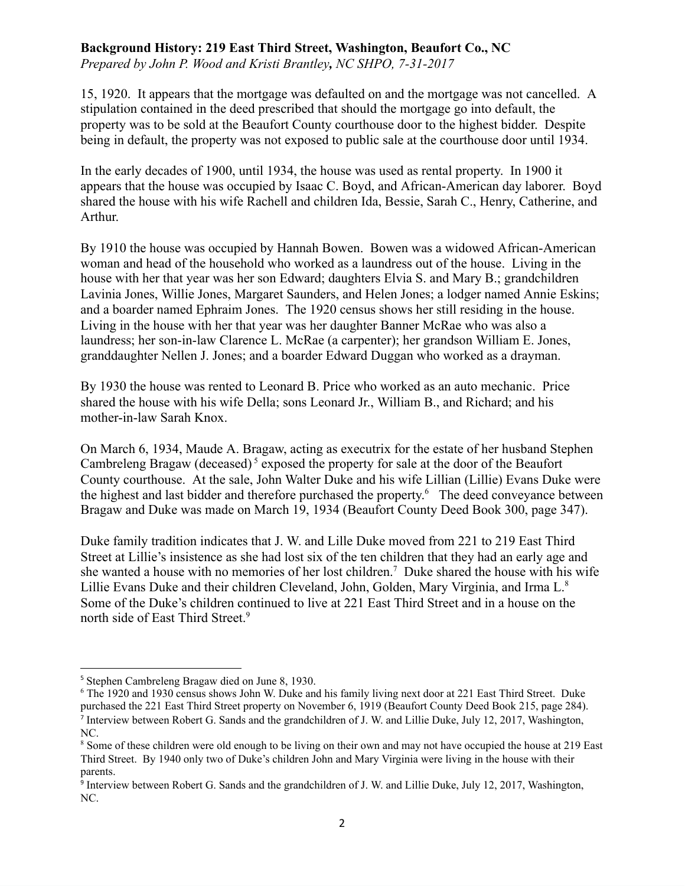15, 1920. It appears that the mortgage was defaulted on and the mortgage was not cancelled. A stipulation contained in the deed prescribed that should the mortgage go into default, the property was to be sold at the Beaufort County courthouse door to the highest bidder. Despite being in default, the property was not exposed to public sale at the courthouse door until 1934.

In the early decades of 1900, until 1934, the house was used as rental property. In 1900 it appears that the house was occupied by Isaac C. Boyd, and African-American day laborer. Boyd shared the house with his wife Rachell and children Ida, Bessie, Sarah C., Henry, Catherine, and Arthur.

By 1910 the house was occupied by Hannah Bowen. Bowen was a widowed African-American woman and head of the household who worked as a laundress out of the house. Living in the house with her that year was her son Edward; daughters Elvia S. and Mary B.; grandchildren Lavinia Jones, Willie Jones, Margaret Saunders, and Helen Jones; a lodger named Annie Eskins; and a boarder named Ephraim Jones. The 1920 census shows her still residing in the house. Living in the house with her that year was her daughter Banner McRae who was also a laundress; her son-in-law Clarence L. McRae (a carpenter); her grandson William E. Jones, granddaughter Nellen J. Jones; and a boarder Edward Duggan who worked as a drayman.

By 1930 the house was rented to Leonard B. Price who worked as an auto mechanic. Price shared the house with his wife Della; sons Leonard Jr., William B., and Richard; and his mother-in-law Sarah Knox.

On March 6, 1934, Maude A. Bragaw, acting as executrix for the estate of her husband Stephen Cambreleng Bragaw (deceased)[5] exposed the property for sale at the door of the Beaufort County courthouse. At the sale, John Walter Duke and his wife Lillian (Lillie) Evans Duke were the highest and last bidder and therefore purchased the property.[6] The deed conveyance between Bragaw and Duke was made on March 19, 1934 (Beaufort County Deed Book 300, page 347).

Duke family tradition indicates that J. W. and Lille Duke moved from 221 to 219 East Third Street at Lillie's insistence as she had lost six of the ten children that they had an early age and she wanted a house with no memories of her lost children.[7] Duke shared the house with his wife Lillie Evans Duke and their children Cleveland, John, Golden, Mary Virginia, and Irma L.[8] Some of the Duke's children continued to live at 221 East Third Street and in a house on the north side of East Third Street.[9]

---

[5] Stephen Cambreleng Bragaw died on June 8, 1930.

[6] The 1920 and 1930 census shows John W. Duke and his family living next door at 221 East Third Street. Duke purchased the 221 East Third Street property on November 6, 1919 (Beaufort County Deed Book 215, page 284).

[7] Interview between Robert G. Sands and the grandchildren of J. W. and Lillie Duke, July 12, 2017, Washington, NC.

[8] Some of these children were old enough to be living on their own and may not have occupied the house at 219 East Third Street. By 1940 only two of Duke's children John and Mary Virginia were living in the house with their parents.

[9] Interview between Robert G. Sands and the grandchildren of J. W. and Lillie Duke, July 12, 2017, Washington, NC.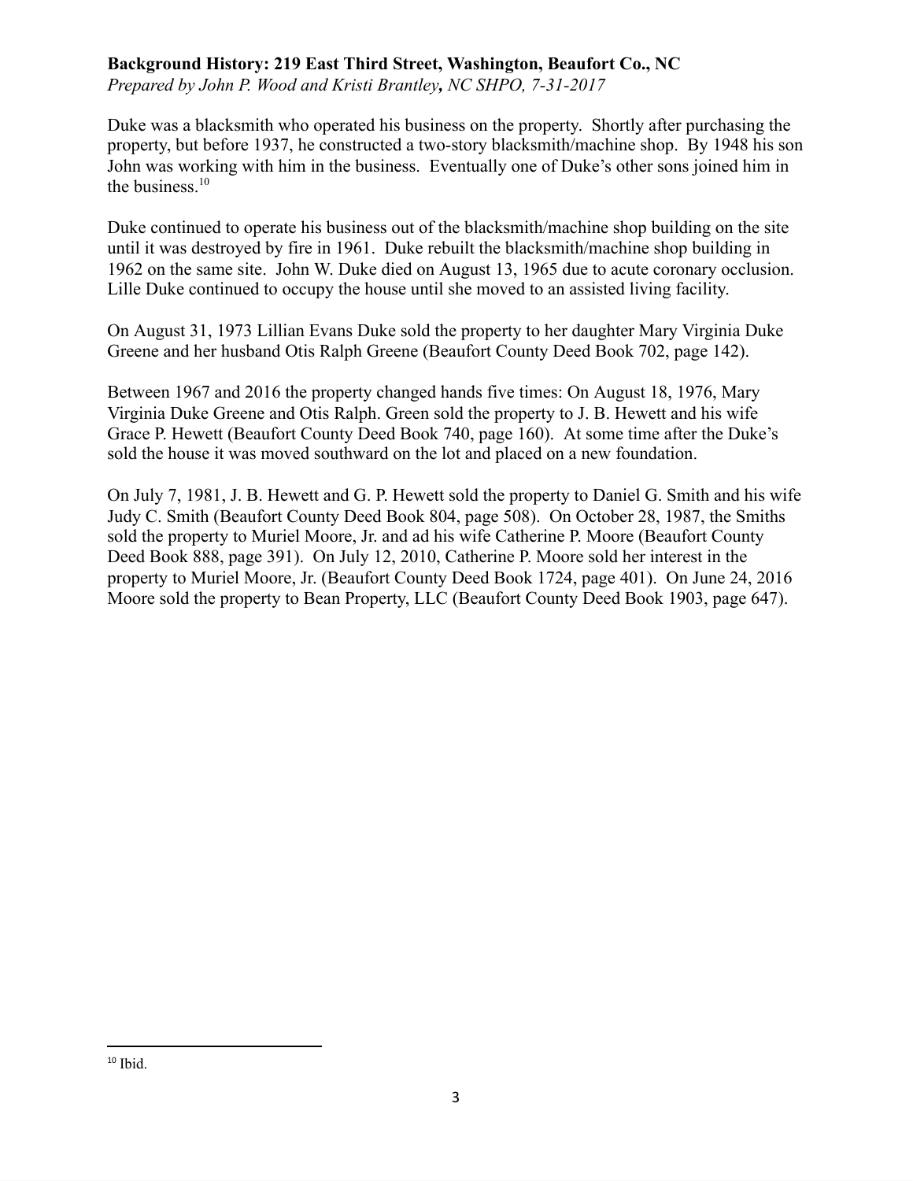**Background History: 219 East Third Street, Washington, Beaufort Co., NC**
*Prepared by John P. Wood and Kristi Brantley, NC SHPO, 7-31-2017*

Duke was a blacksmith who operated his business on the property. Shortly after purchasing the property, but before 1937, he constructed a two-story blacksmith/machine shop. By 1948 his son John was working with him in the business. Eventually one of Duke's other sons joined him in the business.[10]

Duke continued to operate his business out of the blacksmith/machine shop building on the site until it was destroyed by fire in 1961. Duke rebuilt the blacksmith/machine shop building in 1962 on the same site. John W. Duke died on August 13, 1965 due to acute coronary occlusion. Lille Duke continued to occupy the house until she moved to an assisted living facility.

On August 31, 1973 Lillian Evans Duke sold the property to her daughter Mary Virginia Duke Greene and her husband Otis Ralph Greene (Beaufort County Deed Book 702, page 142).

Between 1967 and 2016 the property changed hands five times: On August 18, 1976, Mary Virginia Duke Greene and Otis Ralph. Green sold the property to J. B. Hewett and his wife Grace P. Hewett (Beaufort County Deed Book 740, page 160). At some time after the Duke's sold the house it was moved southward on the lot and placed on a new foundation.

On July 7, 1981, J. B. Hewett and G. P. Hewett sold the property to Daniel G. Smith and his wife Judy C. Smith (Beaufort County Deed Book 804, page 508). On October 28, 1987, the Smiths sold the property to Muriel Moore, Jr. and ad his wife Catherine P. Moore (Beaufort County Deed Book 888, page 391). On July 12, 2010, Catherine P. Moore sold her interest in the property to Muriel Moore, Jr. (Beaufort County Deed Book 1724, page 401). On June 24, 2016 Moore sold the property to Bean Property, LLC (Beaufort County Deed Book 1903, page 647).

---

[10] Ibid.